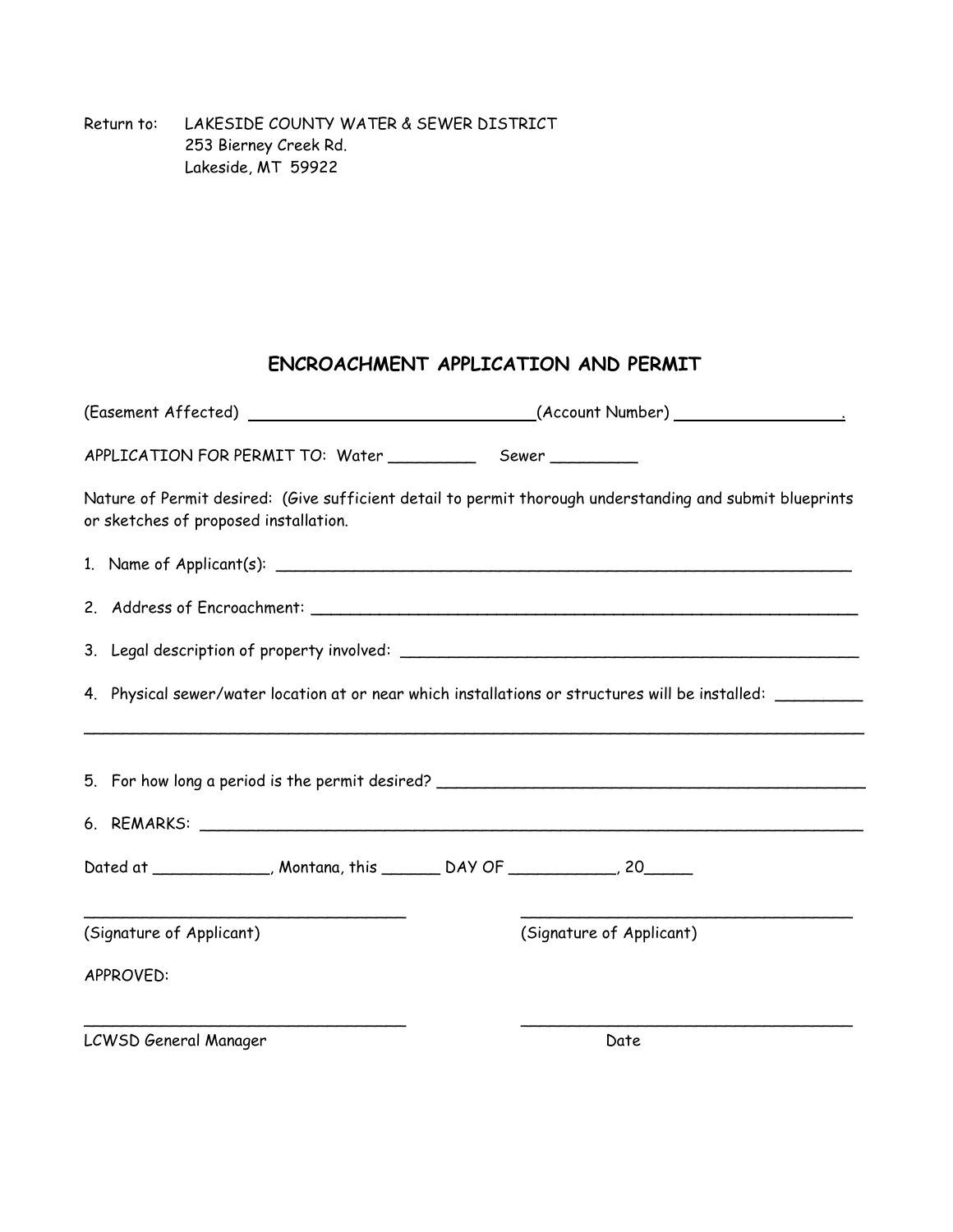Return to: LAKESIDE COUNTY WATER & SEWER DISTRICT
253 Bierney Creek Rd.
Lakeside, MT 59922

## ENCROACHMENT APPLICATION AND PERMIT

(Easement Affected) ______________________________(Account Number) _________________.

APPLICATION FOR PERMIT TO: Water _________ Sewer _________

Nature of Permit desired: (Give sufficient detail to permit thorough understanding and submit blueprints or sketches of proposed installation.

1. Name of Applicant(s): ______________________________________________________________

2. Address of Encroachment: ___________________________________________________________

3. Legal description of property involved: ________________________________________________

4. Physical sewer/water location at or near which installations or structures will be installed: _________
_______________________________________________________________________________________

5. For how long a period is the permit desired? ____________________________________________

6. REMARKS: __________________________________________________________________________

Dated at ____________, Montana, this ______ DAY OF ___________, 20_____

___________________________________ ___________________________________
(Signature of Applicant) (Signature of Applicant)

APPROVED:

___________________________________ ___________________________________
LCWSD General Manager Date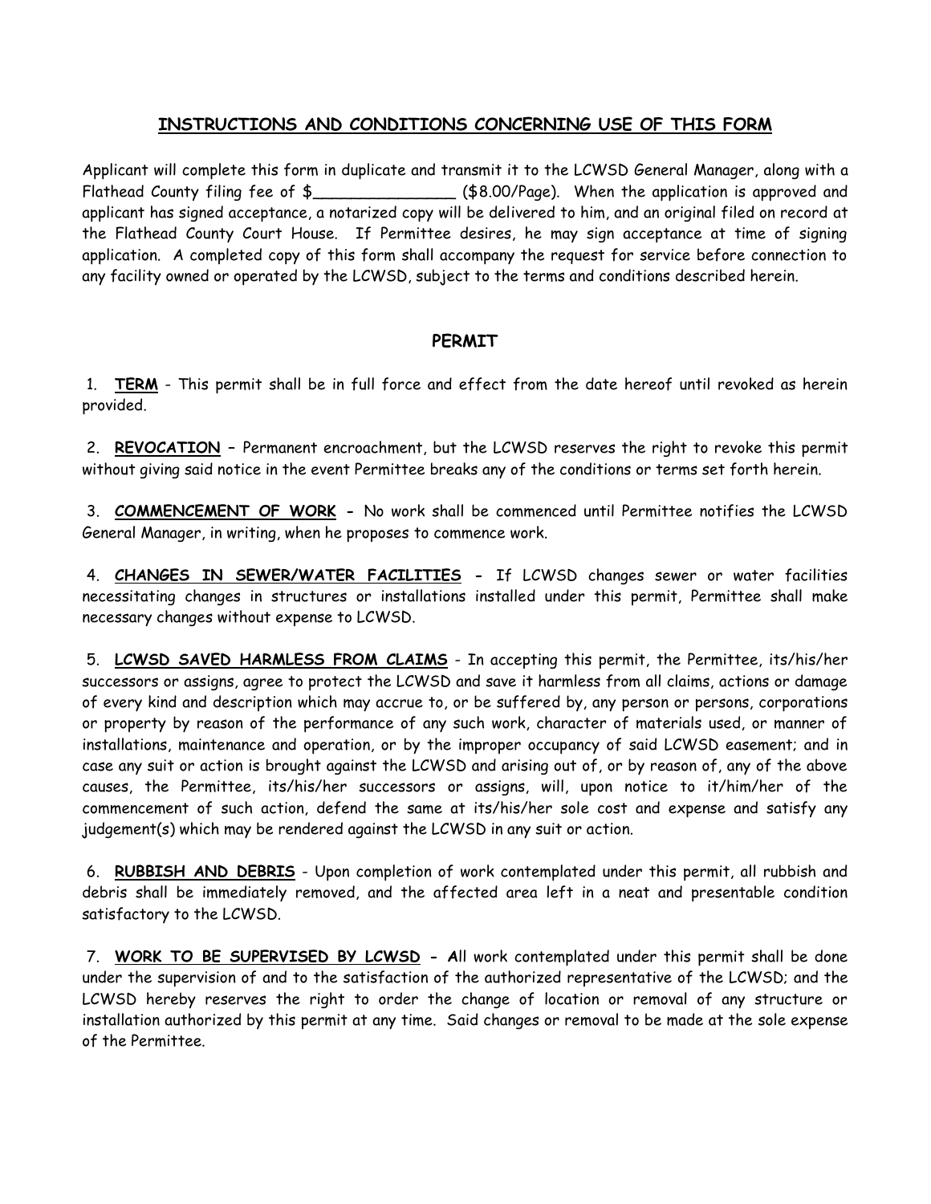## INSTRUCTIONS AND CONDITIONS CONCERNING USE OF THIS FORM

Applicant will complete this form in duplicate and transmit it to the LCWSD General Manager, along with a Flathead County filing fee of $_______________ ($8.00/Page). When the application is approved and applicant has signed acceptance, a notarized copy will be delivered to him, and an original filed on record at the Flathead County Court House. If Permittee desires, he may sign acceptance at time of signing application. A completed copy of this form shall accompany the request for service before connection to any facility owned or operated by the LCWSD, subject to the terms and conditions described herein.

## PERMIT

1. **TERM** - This permit shall be in full force and effect from the date hereof until revoked as herein provided.

2. **REVOCATION** – Permanent encroachment, but the LCWSD reserves the right to revoke this permit without giving said notice in the event Permittee breaks any of the conditions or terms set forth herein.

3. **COMMENCEMENT OF WORK -** No work shall be commenced until Permittee notifies the LCWSD General Manager, in writing, when he proposes to commence work.

4. **CHANGES IN SEWER/WATER FACILITIES -** If LCWSD changes sewer or water facilities necessitating changes in structures or installations installed under this permit, Permittee shall make necessary changes without expense to LCWSD.

5. **LCWSD SAVED HARMLESS FROM CLAIMS** - In accepting this permit, the Permittee, its/his/her successors or assigns, agree to protect the LCWSD and save it harmless from all claims, actions or damage of every kind and description which may accrue to, or be suffered by, any person or persons, corporations or property by reason of the performance of any such work, character of materials used, or manner of installations, maintenance and operation, or by the improper occupancy of said LCWSD easement; and in case any suit or action is brought against the LCWSD and arising out of, or by reason of, any of the above causes, the Permittee, its/his/her successors or assigns, will, upon notice to it/him/her of the commencement of such action, defend the same at its/his/her sole cost and expense and satisfy any judgement(s) which may be rendered against the LCWSD in any suit or action.

6. **RUBBISH AND DEBRIS** - Upon completion of work contemplated under this permit, all rubbish and debris shall be immediately removed, and the affected area left in a neat and presentable condition satisfactory to the LCWSD.

7. **WORK TO BE SUPERVISED BY LCWSD - A**ll work contemplated under this permit shall be done under the supervision of and to the satisfaction of the authorized representative of the LCWSD; and the LCWSD hereby reserves the right to order the change of location or removal of any structure or installation authorized by this permit at any time. Said changes or removal to be made at the sole expense of the Permittee.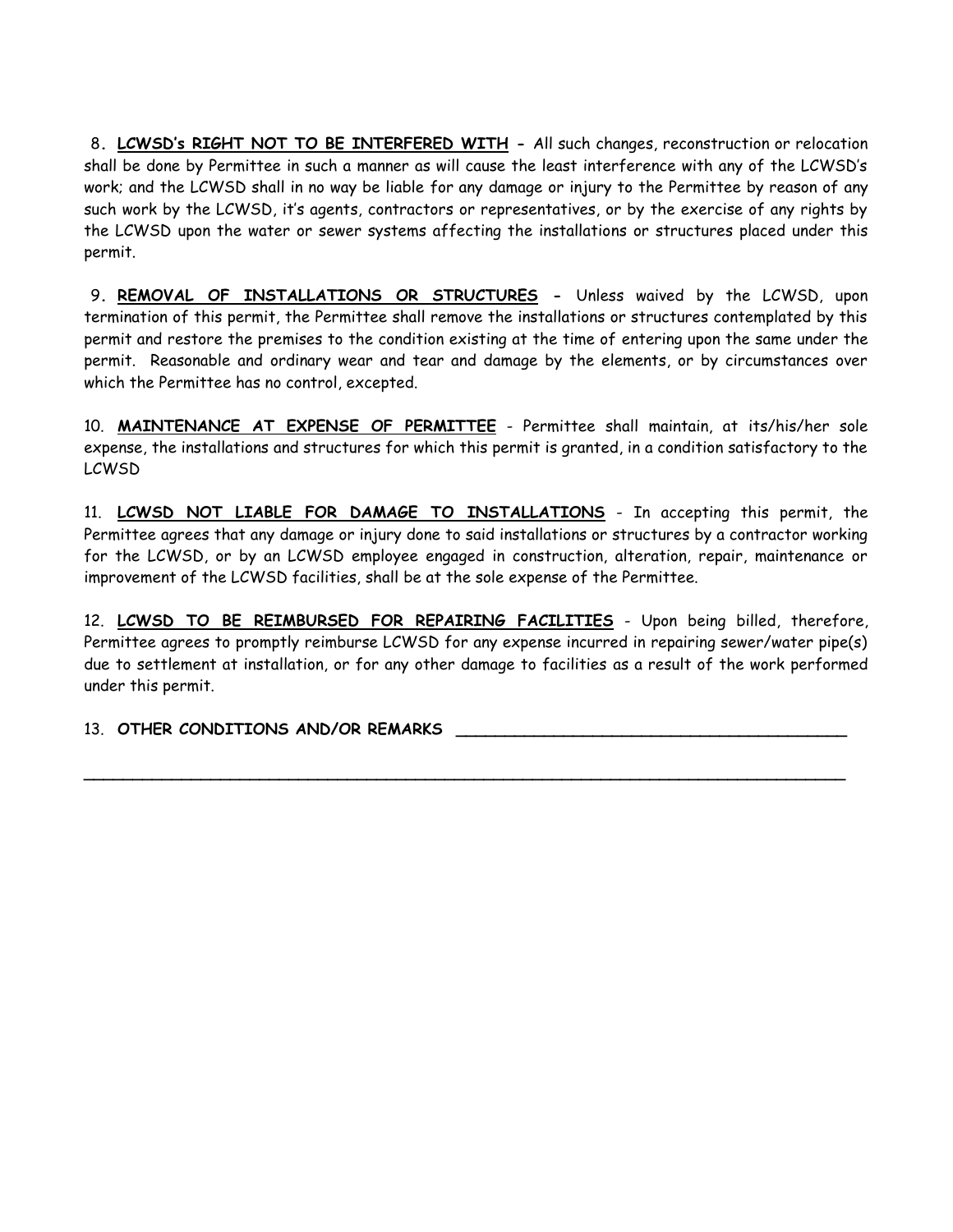8. **LCWSD's RIGHT NOT TO BE INTERFERED WITH -** All such changes, reconstruction or relocation shall be done by Permittee in such a manner as will cause the least interference with any of the LCWSD's work; and the LCWSD shall in no way be liable for any damage or injury to the Permittee by reason of any such work by the LCWSD, it's agents, contractors or representatives, or by the exercise of any rights by the LCWSD upon the water or sewer systems affecting the installations or structures placed under this permit.

9. **REMOVAL OF INSTALLATIONS OR STRUCTURES -** Unless waived by the LCWSD, upon termination of this permit, the Permittee shall remove the installations or structures contemplated by this permit and restore the premises to the condition existing at the time of entering upon the same under the permit. Reasonable and ordinary wear and tear and damage by the elements, or by circumstances over which the Permittee has no control, excepted.

10. **MAINTENANCE AT EXPENSE OF PERMITTEE** - Permittee shall maintain, at its/his/her sole expense, the installations and structures for which this permit is granted, in a condition satisfactory to the LCWSD

11. **LCWSD NOT LIABLE FOR DAMAGE TO INSTALLATIONS** - In accepting this permit, the Permittee agrees that any damage or injury done to said installations or structures by a contractor working for the LCWSD, or by an LCWSD employee engaged in construction, alteration, repair, maintenance or improvement of the LCWSD facilities, shall be at the sole expense of the Permittee.

12. **LCWSD TO BE REIMBURSED FOR REPAIRING FACILITIES** - Upon being billed, therefore, Permittee agrees to promptly reimburse LCWSD for any expense incurred in repairing sewer/water pipe(s) due to settlement at installation, or for any other damage to facilities as a result of the work performed under this permit.

13. **OTHER CONDITIONS AND/OR REMARKS** ________________________________________

_____________________________________________________________________________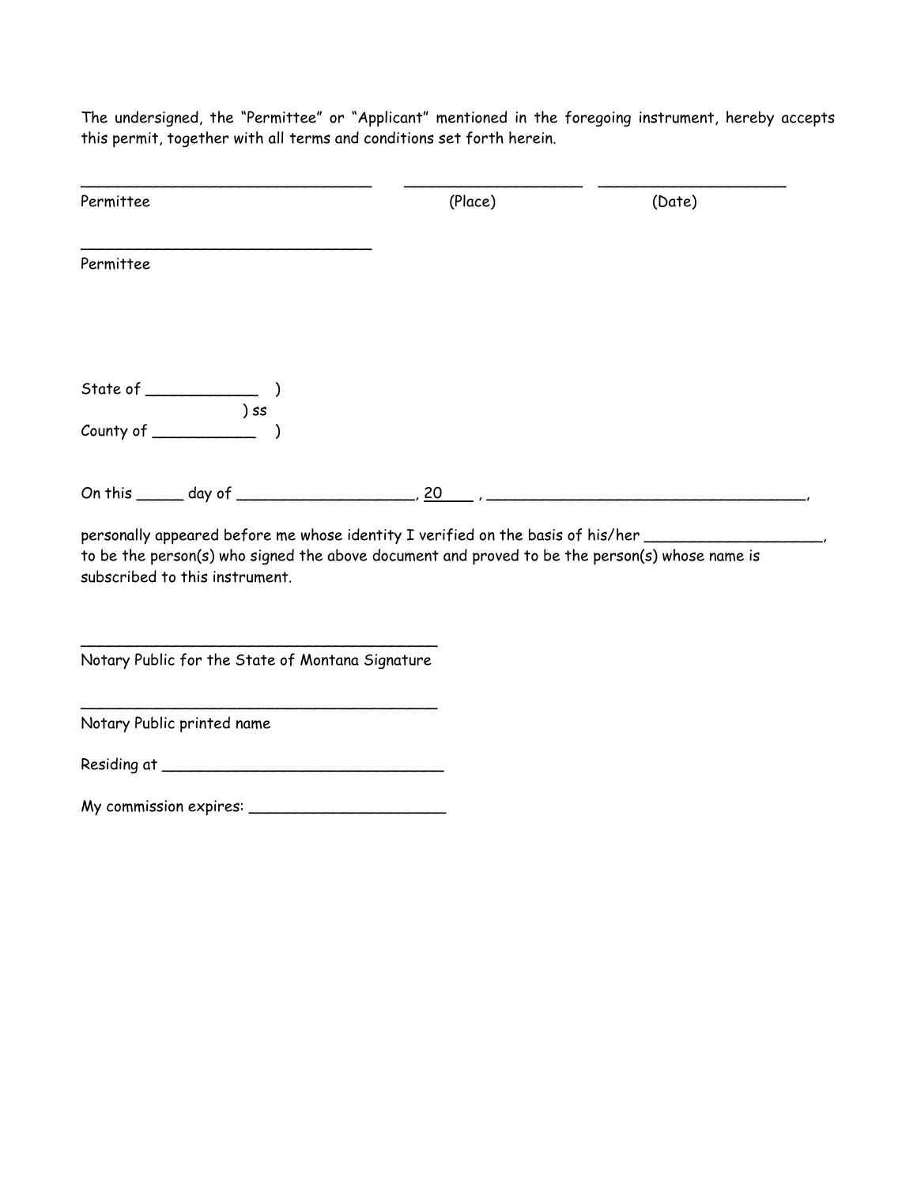The undersigned, the "Permittee" or "Applicant" mentioned in the foregoing instrument, hereby accepts this permit, together with all terms and conditions set forth herein.

_______________________________ ___________________ ____________________

Permittee (Place) (Date)

_______________________________

Permittee

State of ____________ )
) ss
County of ___________ )

On this _____ day of ___________________, 20___ , ___________________________________,

personally appeared before me whose identity I verified on the basis of his/her ___________________, to be the person(s) who signed the above document and proved to be the person(s) whose name is subscribed to this instrument.

_______________________________________

Notary Public for the State of Montana Signature

_______________________________________

Notary Public printed name

Residing at _______________________________

My commission expires: _____________________